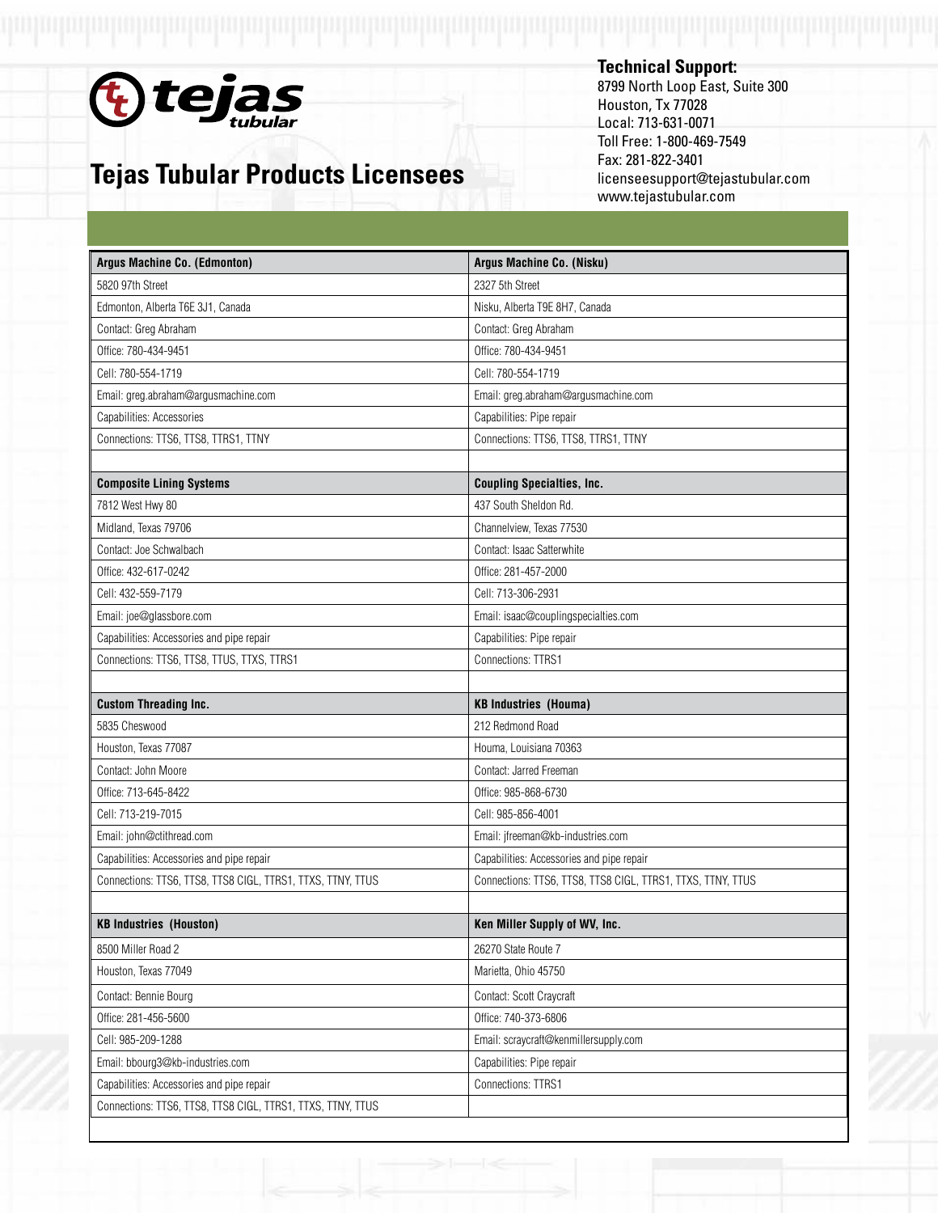**Technical Support:**
8799 North Loop East, Suite 300
Houston, Tx 77028
Local: 713-631-0071
Toll Free: 1-800-469-7549
Fax: 281-822-3401
licenseesupport@tejastubular.com
www.tejastubular.com

# Tejas Tubular Products Licensees

| **Argus Machine Co. (Edmonton)** | **Argus Machine Co. (Nisku)** |
|---|---|
| 5820 97th Street | 2327 5th Street |
| Edmonton, Alberta T6E 3J1, Canada | Nisku, Alberta T9E 8H7, Canada |
| Contact: Greg Abraham | Contact: Greg Abraham |
| Office: 780-434-9451 | Office: 780-434-9451 |
| Cell: 780-554-1719 | Cell: 780-554-1719 |
| Email: greg.abraham@argusmachine.com | Email: greg.abraham@argusmachine.com |
| Capabilities: Accessories | Capabilities: Pipe repair |
| Connections: TTS6, TTS8, TTRS1, TTNY | Connections: TTS6, TTS8, TTRS1, TTNY |
| | |
| **Composite Lining Systems** | **Coupling Specialties, Inc.** |
| 7812 West Hwy 80 | 437 South Sheldon Rd. |
| Midland, Texas 79706 | Channelview, Texas 77530 |
| Contact: Joe Schwalbach | Contact: Isaac Satterwhite |
| Office: 432-617-0242 | Office: 281-457-2000 |
| Cell: 432-559-7179 | Cell: 713-306-2931 |
| Email: joe@glassbore.com | Email: isaac@couplingspecialties.com |
| Capabilities: Accessories and pipe repair | Capabilities: Pipe repair |
| Connections: TTS6, TTS8, TTUS, TTXS, TTRS1 | Connections: TTRS1 |
| | |
| **Custom Threading Inc.** | **KB Industries (Houma)** |
| 5835 Cheswood | 212 Redmond Road |
| Houston, Texas 77087 | Houma, Louisiana 70363 |
| Contact: John Moore | Contact: Jarred Freeman |
| Office: 713-645-8422 | Office: 985-868-6730 |
| Cell: 713-219-7015 | Cell: 985-856-4001 |
| Email: john@ctithread.com | Email: jfreeman@kb-industries.com |
| Capabilities: Accessories and pipe repair | Capabilities: Accessories and pipe repair |
| Connections: TTS6, TTS8, TTS8 CIGL, TTRS1, TTXS, TTNY, TTUS | Connections: TTS6, TTS8, TTS8 CIGL, TTRS1, TTXS, TTNY, TTUS |
| | |
| **KB Industries (Houston)** | **Ken Miller Supply of WV, Inc.** |
| 8500 Miller Road 2 | 26270 State Route 7 |
| Houston, Texas 77049 | Marietta, Ohio 45750 |
| Contact: Bennie Bourg | Contact: Scott Craycraft |
| Office: 281-456-5600 | Office: 740-373-6806 |
| Cell: 985-209-1288 | Email: scraycraft@kenmillersupply.com |
| Email: bbourg3@kb-industries.com | Capabilities: Pipe repair |
| Capabilities: Accessories and pipe repair | Connections: TTRS1 |
| Connections: TTS6, TTS8, TTS8 CIGL, TTRS1, TTXS, TTNY, TTUS | |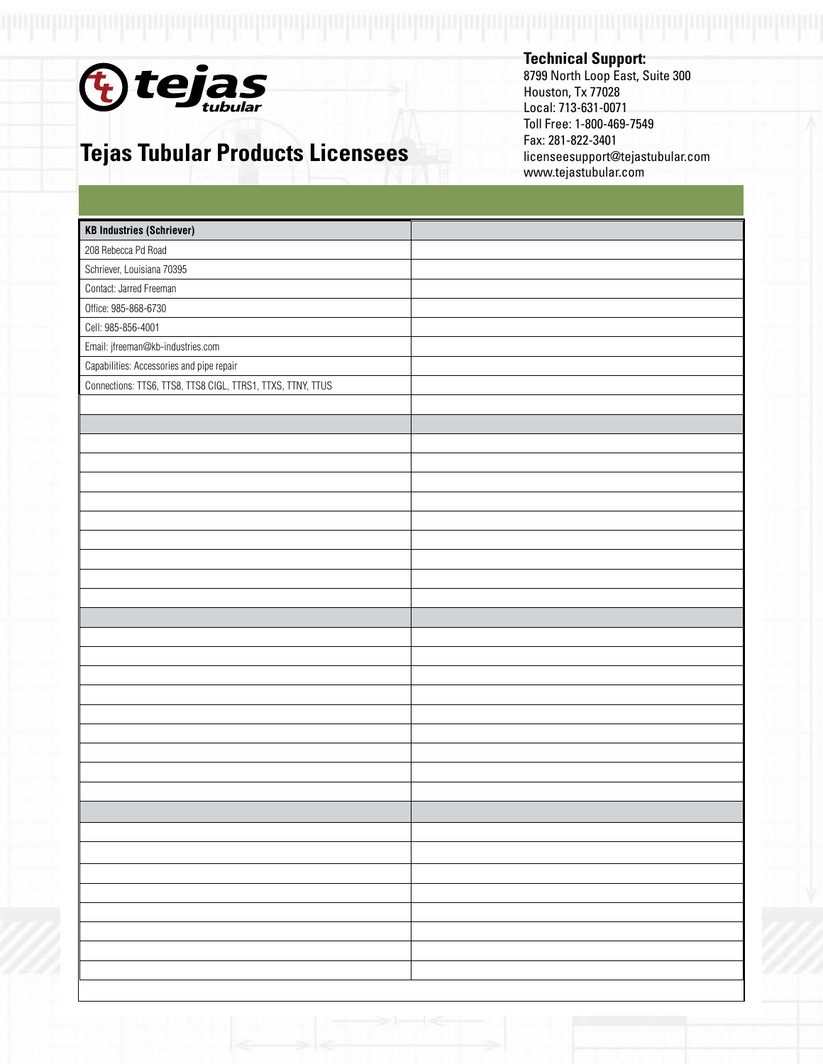**Technical Support:**
8799 North Loop East, Suite 300
Houston, Tx 77028
Local: 713-631-0071
Toll Free: 1-800-469-7549
Fax: 281-822-3401
licenseesupport@tejastubular.com
www.tejastubular.com

# Tejas Tubular Products Licensees

| | |
|---|---|
| **KB Industries (Schriever)** | |
| 208 Rebecca Pd Road | |
| Schriever, Louisiana 70395 | |
| Contact: Jarred Freeman | |
| Office: 985-868-6730 | |
| Cell: 985-856-4001 | |
| Email: jfreeman@kb-industries.com | |
| Capabilities: Accessories and pipe repair | |
| Connections: TTS6, TTS8, TTS8 CIGL, TTRS1, TTXS, TTNY, TTUS | |